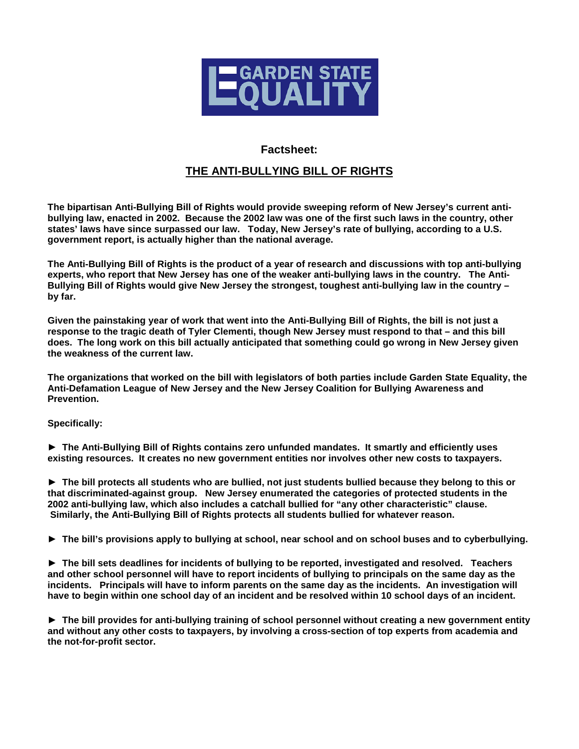GARDEN STATE EQUALITY

## Factsheet:

## THE ANTI-BULLYING BILL OF RIGHTS

**The bipartisan Anti-Bullying Bill of Rights would provide sweeping reform of New Jersey's current anti-bullying law, enacted in 2002. Because the 2002 law was one of the first such laws in the country, other states' laws have since surpassed our law. Today, New Jersey's rate of bullying, according to a U.S. government report, is actually higher than the national average.**

**The Anti-Bullying Bill of Rights is the product of a year of research and discussions with top anti-bullying experts, who report that New Jersey has one of the weaker anti-bullying laws in the country. The Anti-Bullying Bill of Rights would give New Jersey the strongest, toughest anti-bullying law in the country – by far.**

**Given the painstaking year of work that went into the Anti-Bullying Bill of Rights, the bill is not just a response to the tragic death of Tyler Clementi, though New Jersey must respond to that – and this bill does. The long work on this bill actually anticipated that something could go wrong in New Jersey given the weakness of the current law.**

**The organizations that worked on the bill with legislators of both parties include Garden State Equality, the Anti-Defamation League of New Jersey and the New Jersey Coalition for Bullying Awareness and Prevention.**

**Specifically:**

**► The Anti-Bullying Bill of Rights contains zero unfunded mandates. It smartly and efficiently uses existing resources. It creates no new government entities nor involves other new costs to taxpayers.**

**► The bill protects all students who are bullied, not just students bullied because they belong to this or that discriminated-against group. New Jersey enumerated the categories of protected students in the 2002 anti-bullying law, which also includes a catchall bullied for "any other characteristic" clause. Similarly, the Anti-Bullying Bill of Rights protects all students bullied for whatever reason.**

**► The bill's provisions apply to bullying at school, near school and on school buses and to cyberbullying.**

**► The bill sets deadlines for incidents of bullying to be reported, investigated and resolved. Teachers and other school personnel will have to report incidents of bullying to principals on the same day as the incidents. Principals will have to inform parents on the same day as the incidents. An investigation will have to begin within one school day of an incident and be resolved within 10 school days of an incident.**

**► The bill provides for anti-bullying training of school personnel without creating a new government entity and without any other costs to taxpayers, by involving a cross-section of top experts from academia and the not-for-profit sector.**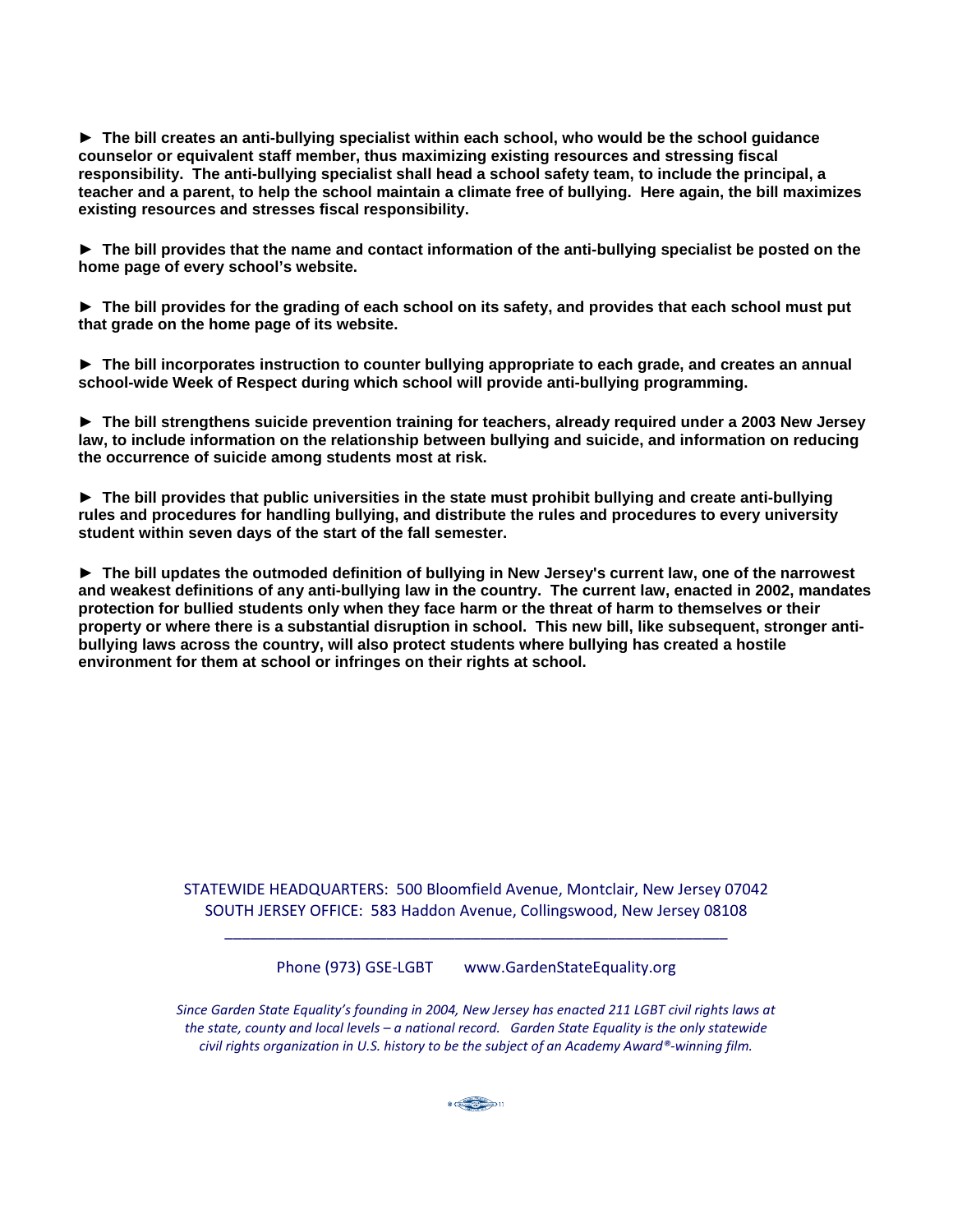**► The bill creates an anti-bullying specialist within each school, who would be the school guidance counselor or equivalent staff member, thus maximizing existing resources and stressing fiscal responsibility. The anti-bullying specialist shall head a school safety team, to include the principal, a teacher and a parent, to help the school maintain a climate free of bullying. Here again, the bill maximizes existing resources and stresses fiscal responsibility.**

**► The bill provides that the name and contact information of the anti-bullying specialist be posted on the home page of every school's website.**

**► The bill provides for the grading of each school on its safety, and provides that each school must put that grade on the home page of its website.**

**► The bill incorporates instruction to counter bullying appropriate to each grade, and creates an annual school-wide Week of Respect during which school will provide anti-bullying programming.**

**► The bill strengthens suicide prevention training for teachers, already required under a 2003 New Jersey law, to include information on the relationship between bullying and suicide, and information on reducing the occurrence of suicide among students most at risk.**

**► The bill provides that public universities in the state must prohibit bullying and create anti-bullying rules and procedures for handling bullying, and distribute the rules and procedures to every university student within seven days of the start of the fall semester.**

**► The bill updates the outmoded definition of bullying in New Jersey's current law, one of the narrowest and weakest definitions of any anti-bullying law in the country. The current law, enacted in 2002, mandates protection for bullied students only when they face harm or the threat of harm to themselves or their property or where there is a substantial disruption in school. This new bill, like subsequent, stronger anti-bullying laws across the country, will also protect students where bullying has created a hostile environment for them at school or infringes on their rights at school.**

STATEWIDE HEADQUARTERS: 500 Bloomfield Avenue, Montclair, New Jersey 07042
SOUTH JERSEY OFFICE: 583 Haddon Avenue, Collingswood, New Jersey 08108

---

Phone (973) GSE-LGBT www.GardenStateEquality.org

*Since Garden State Equality's founding in 2004, New Jersey has enacted 211 LGBT civil rights laws at the state, county and local levels – a national record. Garden State Equality is the only statewide civil rights organization in U.S. history to be the subject of an Academy Award®-winning film.*